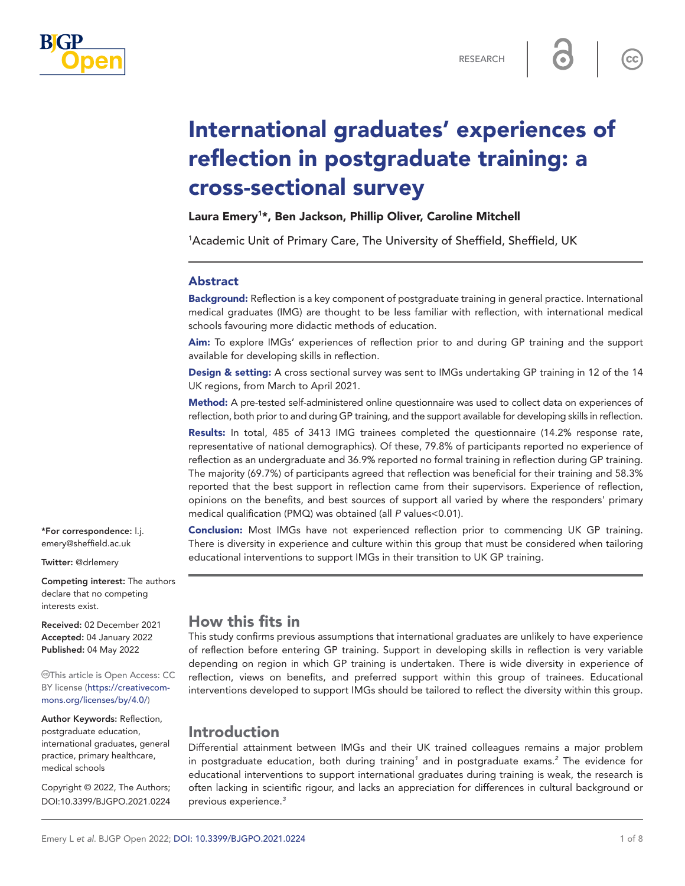RESEARCH

# International graduates' experiences of reflection in postgraduate training: a cross-sectional survey

**Laura Emery[1]*, Ben Jackson, Phillip Oliver, Caroline Mitchell**

[1]Academic Unit of Primary Care, The University of Sheffield, Sheffield, UK

## Abstract

**Background:** Reflection is a key component of postgraduate training in general practice. International medical graduates (IMG) are thought to be less familiar with reflection, with international medical schools favouring more didactic methods of education.

**Aim:** To explore IMGs' experiences of reflection prior to and during GP training and the support available for developing skills in reflection.

**Design & setting:** A cross sectional survey was sent to IMGs undertaking GP training in 12 of the 14 UK regions, from March to April 2021.

**Method:** A pre-tested self-administered online questionnaire was used to collect data on experiences of reflection, both prior to and during GP training, and the support available for developing skills in reflection.

**Results:** In total, 485 of 3413 IMG trainees completed the questionnaire (14.2% response rate, representative of national demographics). Of these, 79.8% of participants reported no experience of reflection as an undergraduate and 36.9% reported no formal training in reflection during GP training. The majority (69.7%) of participants agreed that reflection was beneficial for their training and 58.3% reported that the best support in reflection came from their supervisors. Experience of reflection, opinions on the benefits, and best sources of support all varied by where the responders' primary medical qualification (PMQ) was obtained (all $P$ values<0.01).

**Conclusion:** Most IMGs have not experienced reflection prior to commencing UK GP training. There is diversity in experience and culture within this group that must be considered when tailoring educational interventions to support IMGs in their transition to UK GP training.

**\*For correspondence:** l.j.emery@sheffield.ac.uk

**Twitter:** @drlemery

**Competing interest:** The authors declare that no competing interests exist.

**Received:** 02 December 2021
**Accepted:** 04 January 2022
**Published:** 04 May 2022

This article is Open Access: CC BY license (https://creativecommons.org/licenses/by/4.0/)

**Author Keywords:** Reflection, postgraduate education, international graduates, general practice, primary healthcare, medical schools

Copyright © 2022, The Authors; DOI:10.3399/BJGPO.2021.0224

## How this fits in

This study confirms previous assumptions that international graduates are unlikely to have experience of reflection before entering GP training. Support in developing skills in reflection is very variable depending on region in which GP training is undertaken. There is wide diversity in experience of reflection, views on benefits, and preferred support within this group of trainees. Educational interventions developed to support IMGs should be tailored to reflect the diversity within this group.

## Introduction

Differential attainment between IMGs and their UK trained colleagues remains a major problem in postgraduate education, both during training[1] and in postgraduate exams.[2] The evidence for educational interventions to support international graduates during training is weak, the research is often lacking in scientific rigour, and lacks an appreciation for differences in cultural background or previous experience.[3]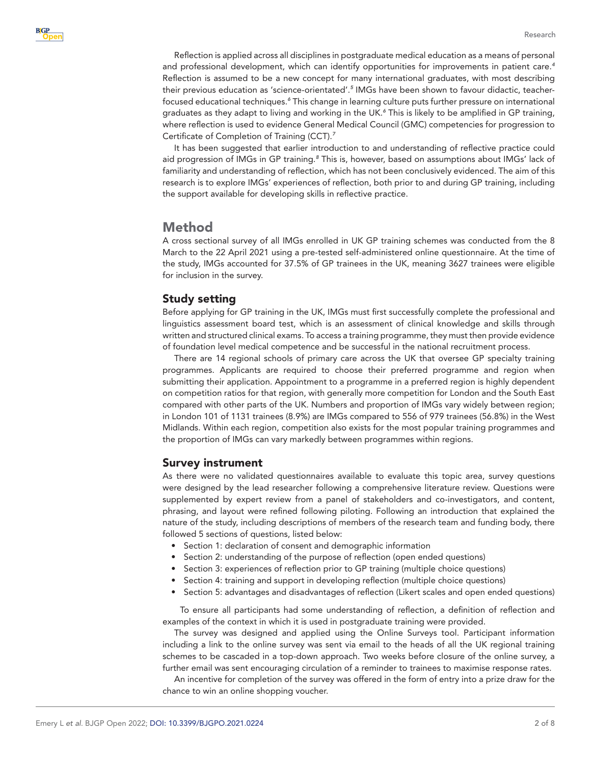Reflection is applied across all disciplines in postgraduate medical education as a means of personal and professional development, which can identify opportunities for improvements in patient care.[4] Reflection is assumed to be a new concept for many international graduates, with most describing their previous education as 'science-orientated'.[5] IMGs have been shown to favour didactic, teacher-focused educational techniques.[6] This change in learning culture puts further pressure on international graduates as they adapt to living and working in the UK.[6] This is likely to be amplified in GP training, where reflection is used to evidence General Medical Council (GMC) competencies for progression to Certificate of Completion of Training (CCT).[7]

It has been suggested that earlier introduction to and understanding of reflective practice could aid progression of IMGs in GP training.[8] This is, however, based on assumptions about IMGs' lack of familiarity and understanding of reflection, which has not been conclusively evidenced. The aim of this research is to explore IMGs' experiences of reflection, both prior to and during GP training, including the support available for developing skills in reflective practice.

# Method

A cross sectional survey of all IMGs enrolled in UK GP training schemes was conducted from the 8 March to the 22 April 2021 using a pre-tested self-administered online questionnaire. At the time of the study, IMGs accounted for 37.5% of GP trainees in the UK, meaning 3627 trainees were eligible for inclusion in the survey.

## Study setting

Before applying for GP training in the UK, IMGs must first successfully complete the professional and linguistics assessment board test, which is an assessment of clinical knowledge and skills through written and structured clinical exams. To access a training programme, they must then provide evidence of foundation level medical competence and be successful in the national recruitment process.

There are 14 regional schools of primary care across the UK that oversee GP specialty training programmes. Applicants are required to choose their preferred programme and region when submitting their application. Appointment to a programme in a preferred region is highly dependent on competition ratios for that region, with generally more competition for London and the South East compared with other parts of the UK. Numbers and proportion of IMGs vary widely between region; in London 101 of 1131 trainees (8.9%) are IMGs compared to 556 of 979 trainees (56.8%) in the West Midlands. Within each region, competition also exists for the most popular training programmes and the proportion of IMGs can vary markedly between programmes within regions.

## Survey instrument

As there were no validated questionnaires available to evaluate this topic area, survey questions were designed by the lead researcher following a comprehensive literature review. Questions were supplemented by expert review from a panel of stakeholders and co-investigators, and content, phrasing, and layout were refined following piloting. Following an introduction that explained the nature of the study, including descriptions of members of the research team and funding body, there followed 5 sections of questions, listed below:

- Section 1: declaration of consent and demographic information
- Section 2: understanding of the purpose of reflection (open ended questions)
- Section 3: experiences of reflection prior to GP training (multiple choice questions)
- Section 4: training and support in developing reflection (multiple choice questions)
- Section 5: advantages and disadvantages of reflection (Likert scales and open ended questions)

To ensure all participants had some understanding of reflection, a definition of reflection and examples of the context in which it is used in postgraduate training were provided.

The survey was designed and applied using the Online Surveys tool. Participant information including a link to the online survey was sent via email to the heads of all the UK regional training schemes to be cascaded in a top-down approach. Two weeks before closure of the online survey, a further email was sent encouraging circulation of a reminder to trainees to maximise response rates.

An incentive for completion of the survey was offered in the form of entry into a prize draw for the chance to win an online shopping voucher.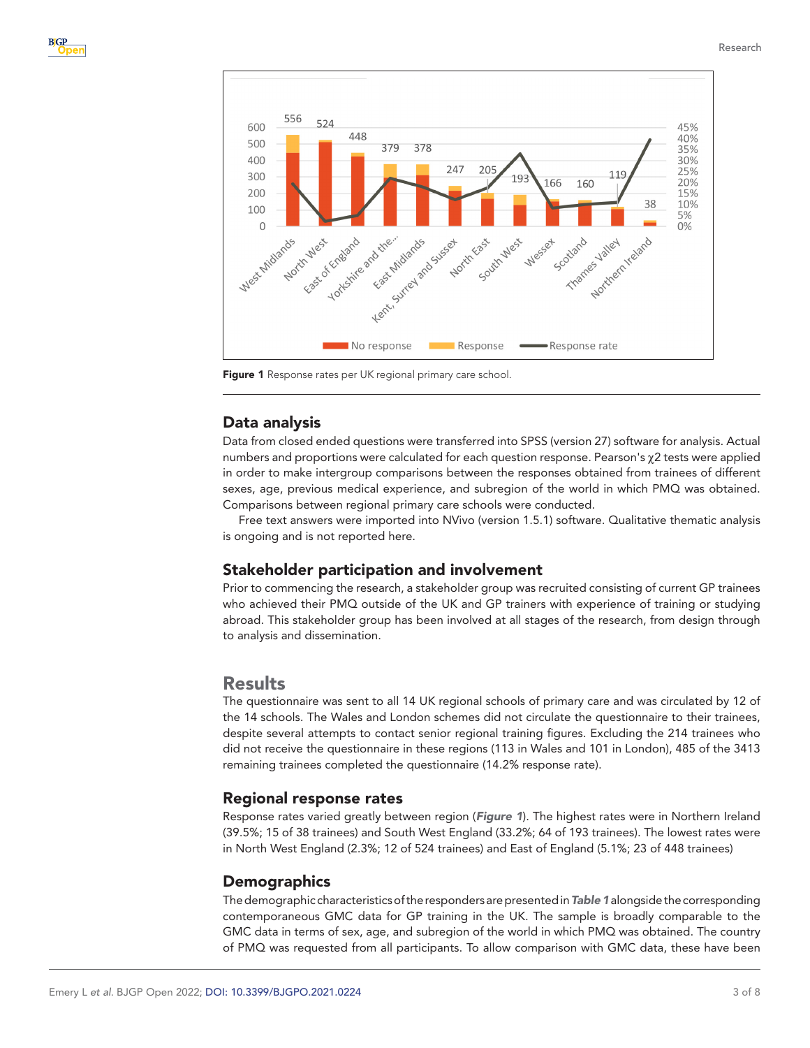Figure 1 Response rates per UK regional primary care school.

## Data analysis

Data from closed ended questions were transferred into SPSS (version 27) software for analysis. Actual numbers and proportions were calculated for each question response. Pearson's $\chi 2$ tests were applied in order to make intergroup comparisons between the responses obtained from trainees of different sexes, age, previous medical experience, and subregion of the world in which PMQ was obtained. Comparisons between regional primary care schools were conducted.

Free text answers were imported into NVivo (version 1.5.1) software. Qualitative thematic analysis is ongoing and is not reported here.

## Stakeholder participation and involvement

Prior to commencing the research, a stakeholder group was recruited consisting of current GP trainees who achieved their PMQ outside of the UK and GP trainers with experience of training or studying abroad. This stakeholder group has been involved at all stages of the research, from design through to analysis and dissemination.

# Results

The questionnaire was sent to all 14 UK regional schools of primary care and was circulated by 12 of the 14 schools. The Wales and London schemes did not circulate the questionnaire to their trainees, despite several attempts to contact senior regional training figures. Excluding the 214 trainees who did not receive the questionnaire in these regions (113 in Wales and 101 in London), 485 of the 3413 remaining trainees completed the questionnaire (14.2% response rate).

## Regional response rates

Response rates varied greatly between region (***Figure 1***). The highest rates were in Northern Ireland (39.5%; 15 of 38 trainees) and South West England (33.2%; 64 of 193 trainees). The lowest rates were in North West England (2.3%; 12 of 524 trainees) and East of England (5.1%; 23 of 448 trainees)

## Demographics

The demographic characteristics of the responders are presented in ***Table 1*** alongside the corresponding contemporaneous GMC data for GP training in the UK. The sample is broadly comparable to the GMC data in terms of sex, age, and subregion of the world in which PMQ was obtained. The country of PMQ was requested from all participants. To allow comparison with GMC data, these have been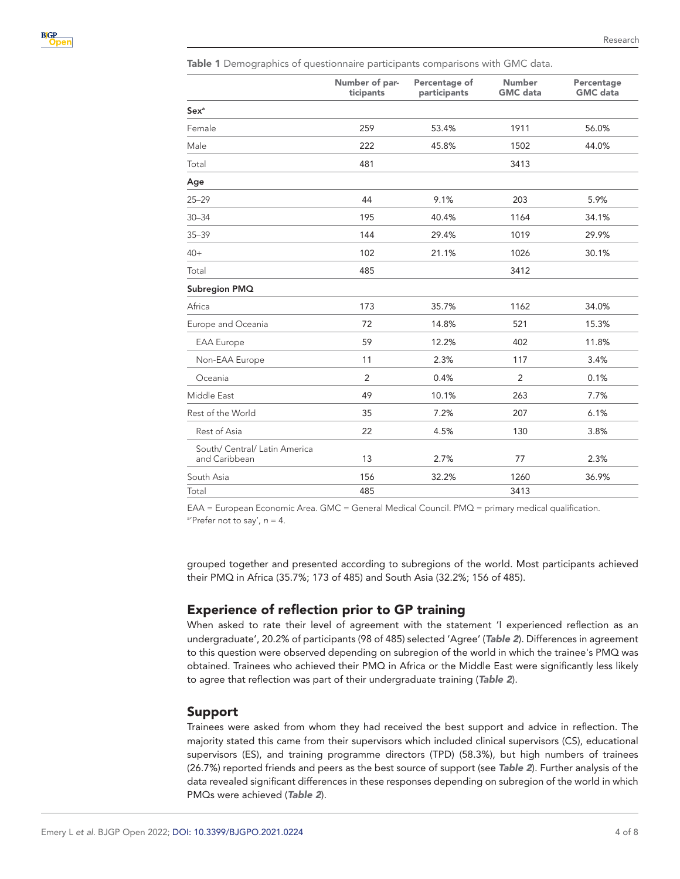**Table 1** Demographics of questionnaire participants comparisons with GMC data.

| | Number of participants | Percentage of participants | Number GMC data | Percentage GMC data |
|---|---|---|---|---|
| **Sex**[a] | | | | |
| Female | 259 | 53.4% | 1911 | 56.0% |
| Male | 222 | 45.8% | 1502 | 44.0% |
| Total | 481 | | 3413 | |
| **Age** | | | | |
| 25–29 | 44 | 9.1% | 203 | 5.9% |
| 30–34 | 195 | 40.4% | 1164 | 34.1% |
| 35–39 | 144 | 29.4% | 1019 | 29.9% |
| 40+ | 102 | 21.1% | 1026 | 30.1% |
| Total | 485 | | 3412 | |
| **Subregion PMQ** | | | | |
| Africa | 173 | 35.7% | 1162 | 34.0% |
| Europe and Oceania | 72 | 14.8% | 521 | 15.3% |
| EAA Europe | 59 | 12.2% | 402 | 11.8% |
| Non-EAA Europe | 11 | 2.3% | 117 | 3.4% |
| Oceania | 2 | 0.4% | 2 | 0.1% |
| Middle East | 49 | 10.1% | 263 | 7.7% |
| Rest of the World | 35 | 7.2% | 207 | 6.1% |
| Rest of Asia | 22 | 4.5% | 130 | 3.8% |
| South/ Central/ Latin America and Caribbean | 13 | 2.7% | 77 | 2.3% |
| South Asia | 156 | 32.2% | 1260 | 36.9% |
| Total | 485 | | 3413 | |

EAA = European Economic Area. GMC = General Medical Council. PMQ = primary medical qualification.
[a]'Prefer not to say', $n = 4$.

grouped together and presented according to subregions of the world. Most participants achieved their PMQ in Africa (35.7%; 173 of 485) and South Asia (32.2%; 156 of 485).

## Experience of reflection prior to GP training

When asked to rate their level of agreement with the statement 'I experienced reflection as an undergraduate', 20.2% of participants (98 of 485) selected 'Agree' (***Table 2***). Differences in agreement to this question were observed depending on subregion of the world in which the trainee's PMQ was obtained. Trainees who achieved their PMQ in Africa or the Middle East were significantly less likely to agree that reflection was part of their undergraduate training (***Table 2***).

## Support

Trainees were asked from whom they had received the best support and advice in reflection. The majority stated this came from their supervisors which included clinical supervisors (CS), educational supervisors (ES), and training programme directors (TPD) (58.3%), but high numbers of trainees (26.7%) reported friends and peers as the best source of support (see ***Table 2***). Further analysis of the data revealed significant differences in these responses depending on subregion of the world in which PMQs were achieved (***Table 2***).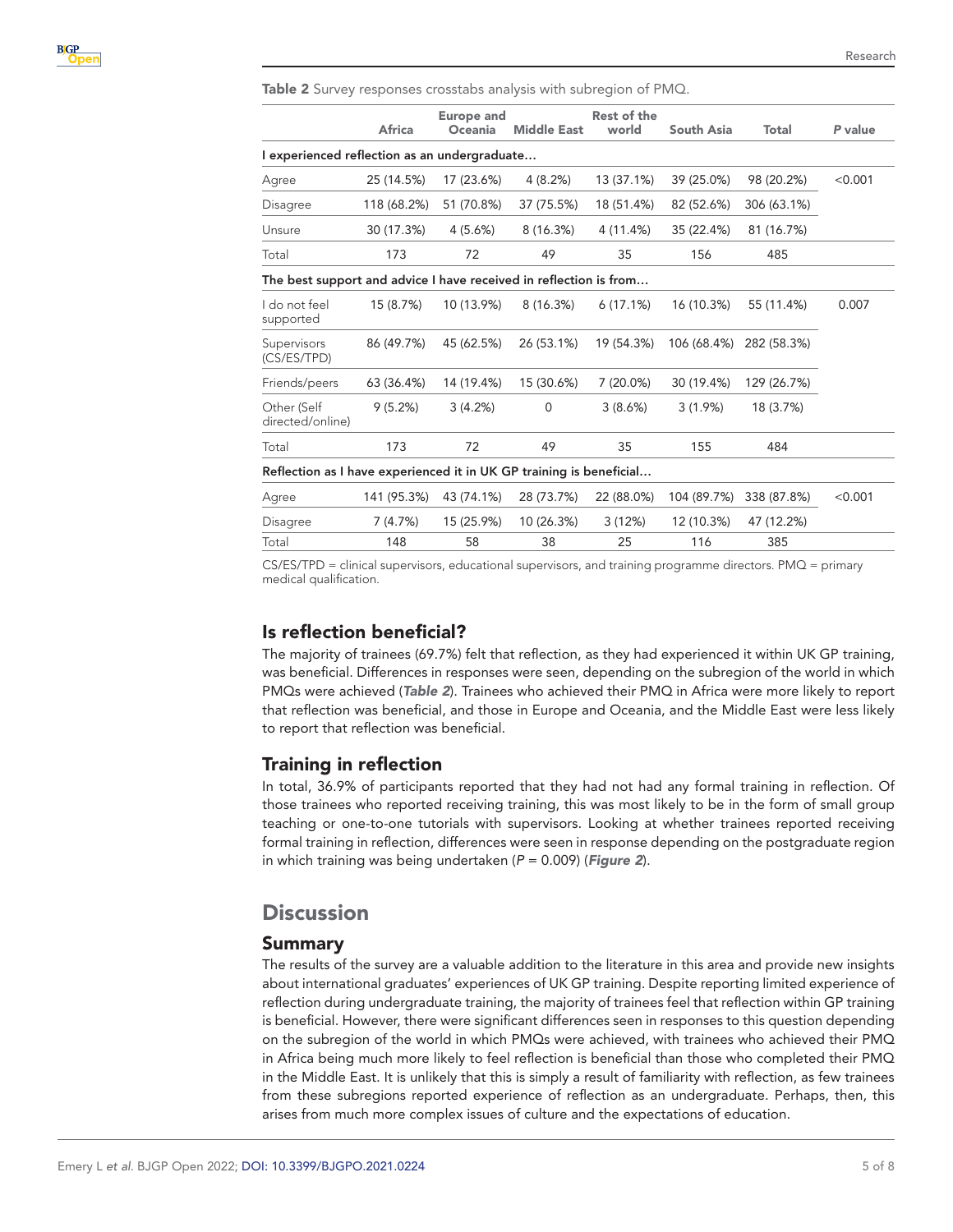**Table 2** Survey responses crosstabs analysis with subregion of PMQ.

| | Africa | Europe and Oceania | Middle East | Rest of the world | South Asia | Total | *P* value |
|---|---|---|---|---|---|---|---|
| **I experienced reflection as an undergraduate…** | | | | | | | |
| Agree | 25 (14.5%) | 17 (23.6%) | 4 (8.2%) | 13 (37.1%) | 39 (25.0%) | 98 (20.2%) | <0.001 |
| Disagree | 118 (68.2%) | 51 (70.8%) | 37 (75.5%) | 18 (51.4%) | 82 (52.6%) | 306 (63.1%) | |
| Unsure | 30 (17.3%) | 4 (5.6%) | 8 (16.3%) | 4 (11.4%) | 35 (22.4%) | 81 (16.7%) | |
| Total | 173 | 72 | 49 | 35 | 156 | 485 | |
| **The best support and advice I have received in reflection is from…** | | | | | | | |
| I do not feel supported | 15 (8.7%) | 10 (13.9%) | 8 (16.3%) | 6 (17.1%) | 16 (10.3%) | 55 (11.4%) | 0.007 |
| Supervisors (CS/ES/TPD) | 86 (49.7%) | 45 (62.5%) | 26 (53.1%) | 19 (54.3%) | 106 (68.4%) | 282 (58.3%) | |
| Friends/peers | 63 (36.4%) | 14 (19.4%) | 15 (30.6%) | 7 (20.0%) | 30 (19.4%) | 129 (26.7%) | |
| Other (Self directed/online) | 9 (5.2%) | 3 (4.2%) | 0 | 3 (8.6%) | 3 (1.9%) | 18 (3.7%) | |
| Total | 173 | 72 | 49 | 35 | 155 | 484 | |
| **Reflection as I have experienced it in UK GP training is beneficial…** | | | | | | | |
| Agree | 141 (95.3%) | 43 (74.1%) | 28 (73.7%) | 22 (88.0%) | 104 (89.7%) | 338 (87.8%) | <0.001 |
| Disagree | 7 (4.7%) | 15 (25.9%) | 10 (26.3%) | 3 (12%) | 12 (10.3%) | 47 (12.2%) | |
| Total | 148 | 58 | 38 | 25 | 116 | 385 | |

CS/ES/TPD = clinical supervisors, educational supervisors, and training programme directors. PMQ = primary medical qualification.

### Is reflection beneficial?

The majority of trainees (69.7%) felt that reflection, as they had experienced it within UK GP training, was beneficial. Differences in responses were seen, depending on the subregion of the world in which PMQs were achieved (***Table 2***). Trainees who achieved their PMQ in Africa were more likely to report that reflection was beneficial, and those in Europe and Oceania, and the Middle East were less likely to report that reflection was beneficial.

### Training in reflection

In total, 36.9% of participants reported that they had not had any formal training in reflection. Of those trainees who reported receiving training, this was most likely to be in the form of small group teaching or one-to-one tutorials with supervisors. Looking at whether trainees reported receiving formal training in reflection, differences were seen in response depending on the postgraduate region in which training was being undertaken ($P = 0.009$) (***Figure 2***).

## Discussion

### Summary

The results of the survey are a valuable addition to the literature in this area and provide new insights about international graduates' experiences of UK GP training. Despite reporting limited experience of reflection during undergraduate training, the majority of trainees feel that reflection within GP training is beneficial. However, there were significant differences seen in responses to this question depending on the subregion of the world in which PMQs were achieved, with trainees who achieved their PMQ in Africa being much more likely to feel reflection is beneficial than those who completed their PMQ in the Middle East. It is unlikely that this is simply a result of familiarity with reflection, as few trainees from these subregions reported experience of reflection as an undergraduate. Perhaps, then, this arises from much more complex issues of culture and the expectations of education.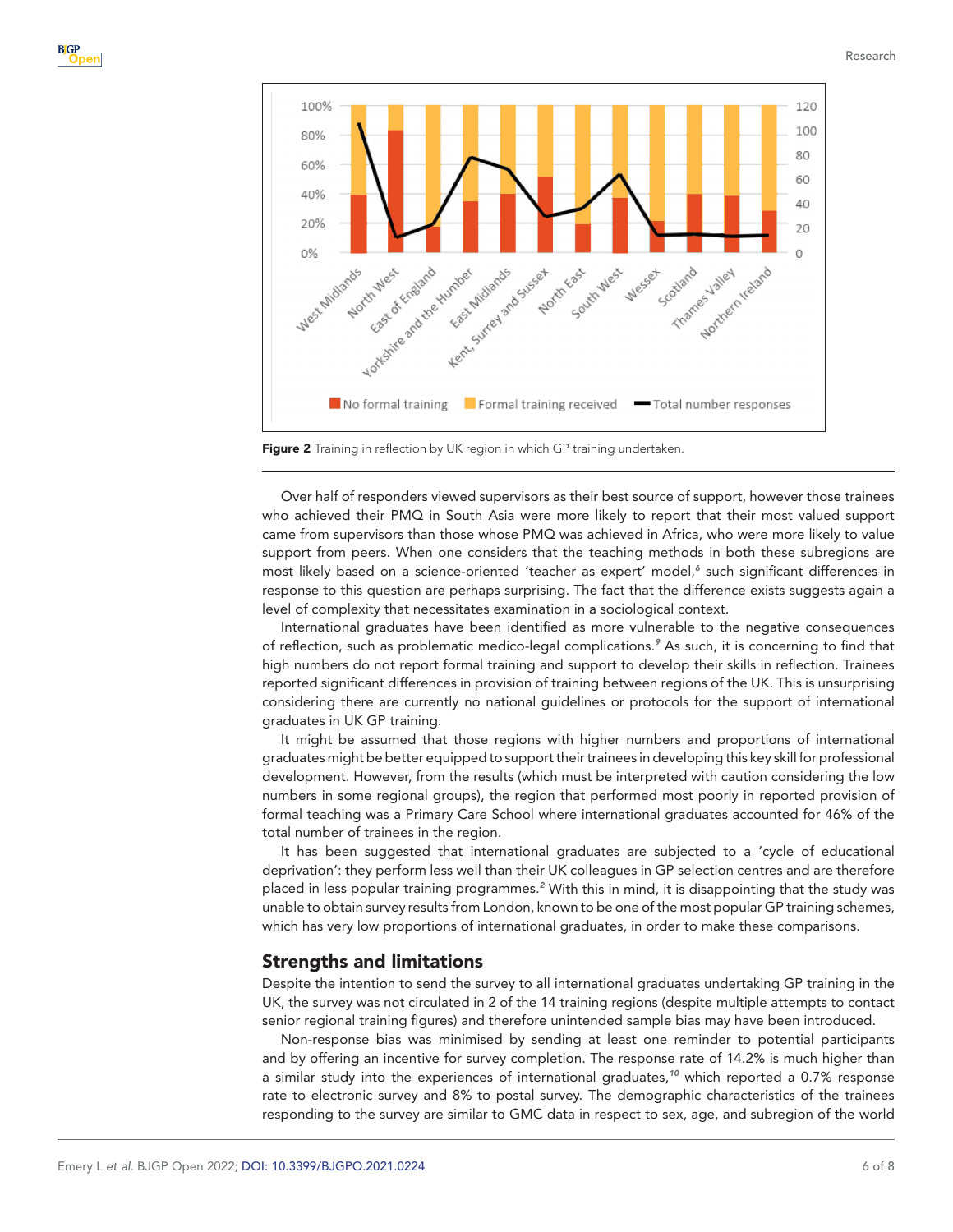Figure 2 Training in reflection by UK region in which GP training undertaken.

Over half of responders viewed supervisors as their best source of support, however those trainees who achieved their PMQ in South Asia were more likely to report that their most valued support came from supervisors than those whose PMQ was achieved in Africa, who were more likely to value support from peers. When one considers that the teaching methods in both these subregions are most likely based on a science-oriented 'teacher as expert' model,[6] such significant differences in response to this question are perhaps surprising. The fact that the difference exists suggests again a level of complexity that necessitates examination in a sociological context.

International graduates have been identified as more vulnerable to the negative consequences of reflection, such as problematic medico-legal complications.[9] As such, it is concerning to find that high numbers do not report formal training and support to develop their skills in reflection. Trainees reported significant differences in provision of training between regions of the UK. This is unsurprising considering there are currently no national guidelines or protocols for the support of international graduates in UK GP training.

It might be assumed that those regions with higher numbers and proportions of international graduates might be better equipped to support their trainees in developing this key skill for professional development. However, from the results (which must be interpreted with caution considering the low numbers in some regional groups), the region that performed most poorly in reported provision of formal teaching was a Primary Care School where international graduates accounted for 46% of the total number of trainees in the region.

It has been suggested that international graduates are subjected to a 'cycle of educational deprivation': they perform less well than their UK colleagues in GP selection centres and are therefore placed in less popular training programmes.[2] With this in mind, it is disappointing that the study was unable to obtain survey results from London, known to be one of the most popular GP training schemes, which has very low proportions of international graduates, in order to make these comparisons.

## Strengths and limitations

Despite the intention to send the survey to all international graduates undertaking GP training in the UK, the survey was not circulated in 2 of the 14 training regions (despite multiple attempts to contact senior regional training figures) and therefore unintended sample bias may have been introduced.

Non-response bias was minimised by sending at least one reminder to potential participants and by offering an incentive for survey completion. The response rate of 14.2% is much higher than a similar study into the experiences of international graduates,[10] which reported a 0.7% response rate to electronic survey and 8% to postal survey. The demographic characteristics of the trainees responding to the survey are similar to GMC data in respect to sex, age, and subregion of the world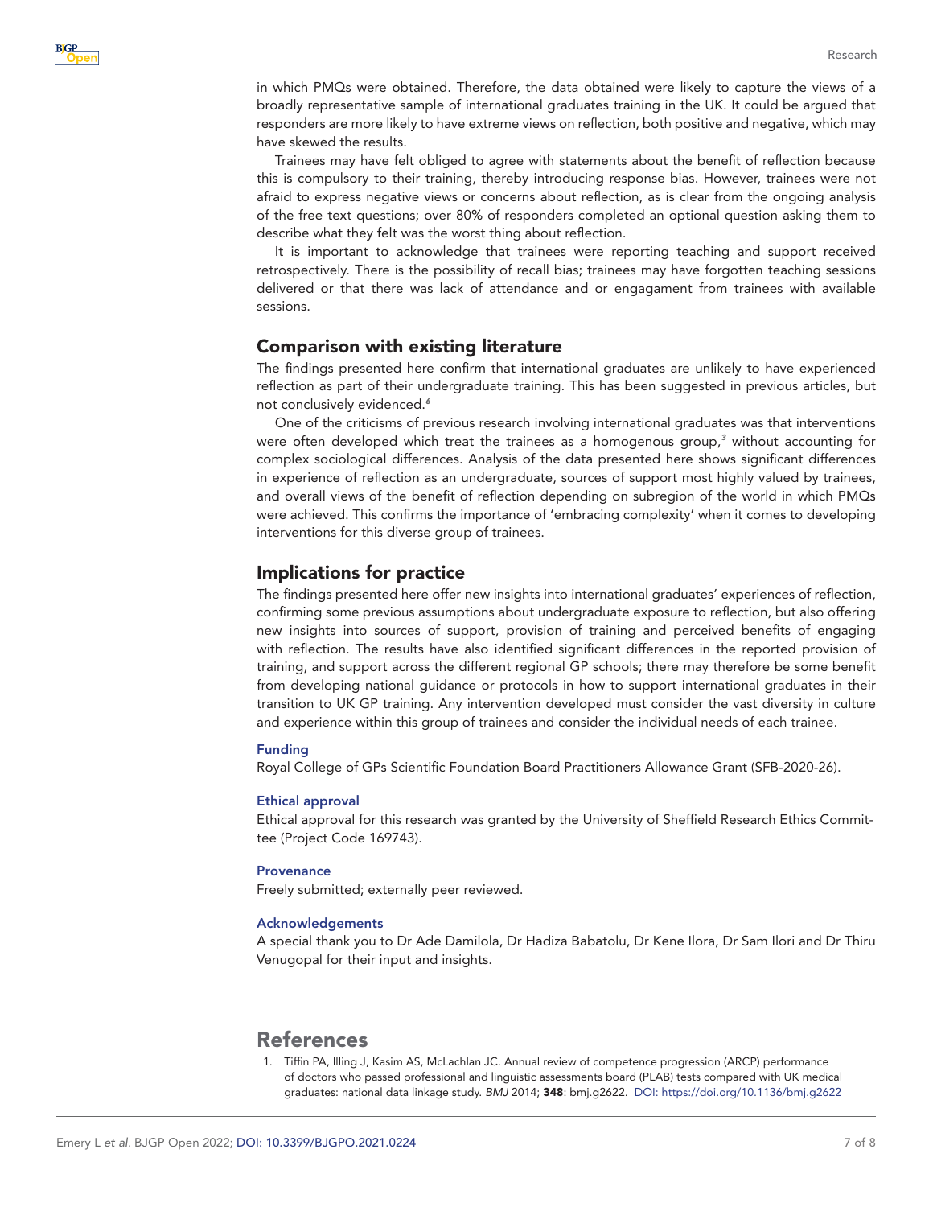in which PMQs were obtained. Therefore, the data obtained were likely to capture the views of a broadly representative sample of international graduates training in the UK. It could be argued that responders are more likely to have extreme views on reflection, both positive and negative, which may have skewed the results.

Trainees may have felt obliged to agree with statements about the benefit of reflection because this is compulsory to their training, thereby introducing response bias. However, trainees were not afraid to express negative views or concerns about reflection, as is clear from the ongoing analysis of the free text questions; over 80% of responders completed an optional question asking them to describe what they felt was the worst thing about reflection.

It is important to acknowledge that trainees were reporting teaching and support received retrospectively. There is the possibility of recall bias; trainees may have forgotten teaching sessions delivered or that there was lack of attendance and or engagament from trainees with available sessions.

## Comparison with existing literature

The findings presented here confirm that international graduates are unlikely to have experienced reflection as part of their undergraduate training. This has been suggested in previous articles, but not conclusively evidenced.[6]

One of the criticisms of previous research involving international graduates was that interventions were often developed which treat the trainees as a homogenous group,[3] without accounting for complex sociological differences. Analysis of the data presented here shows significant differences in experience of reflection as an undergraduate, sources of support most highly valued by trainees, and overall views of the benefit of reflection depending on subregion of the world in which PMQs were achieved. This confirms the importance of 'embracing complexity' when it comes to developing interventions for this diverse group of trainees.

## Implications for practice

The findings presented here offer new insights into international graduates' experiences of reflection, confirming some previous assumptions about undergraduate exposure to reflection, but also offering new insights into sources of support, provision of training and perceived benefits of engaging with reflection. The results have also identified significant differences in the reported provision of training, and support across the different regional GP schools; there may therefore be some benefit from developing national guidance or protocols in how to support international graduates in their transition to UK GP training. Any intervention developed must consider the vast diversity in culture and experience within this group of trainees and consider the individual needs of each trainee.

### Funding

Royal College of GPs Scientific Foundation Board Practitioners Allowance Grant (SFB-2020-26).

### Ethical approval

Ethical approval for this research was granted by the University of Sheffield Research Ethics Committee (Project Code 169743).

### Provenance

Freely submitted; externally peer reviewed.

### Acknowledgements

A special thank you to Dr Ade Damilola, Dr Hadiza Babatolu, Dr Kene Ilora, Dr Sam Ilori and Dr Thiru Venugopal for their input and insights.

# References

1. Tiffin PA, Illing J, Kasim AS, McLachlan JC. Annual review of competence progression (ARCP) performance of doctors who passed professional and linguistic assessments board (PLAB) tests compared with UK medical graduates: national data linkage study. *BMJ* 2014; **348**: bmj.g2622. DOI: https://doi.org/10.1136/bmj.g2622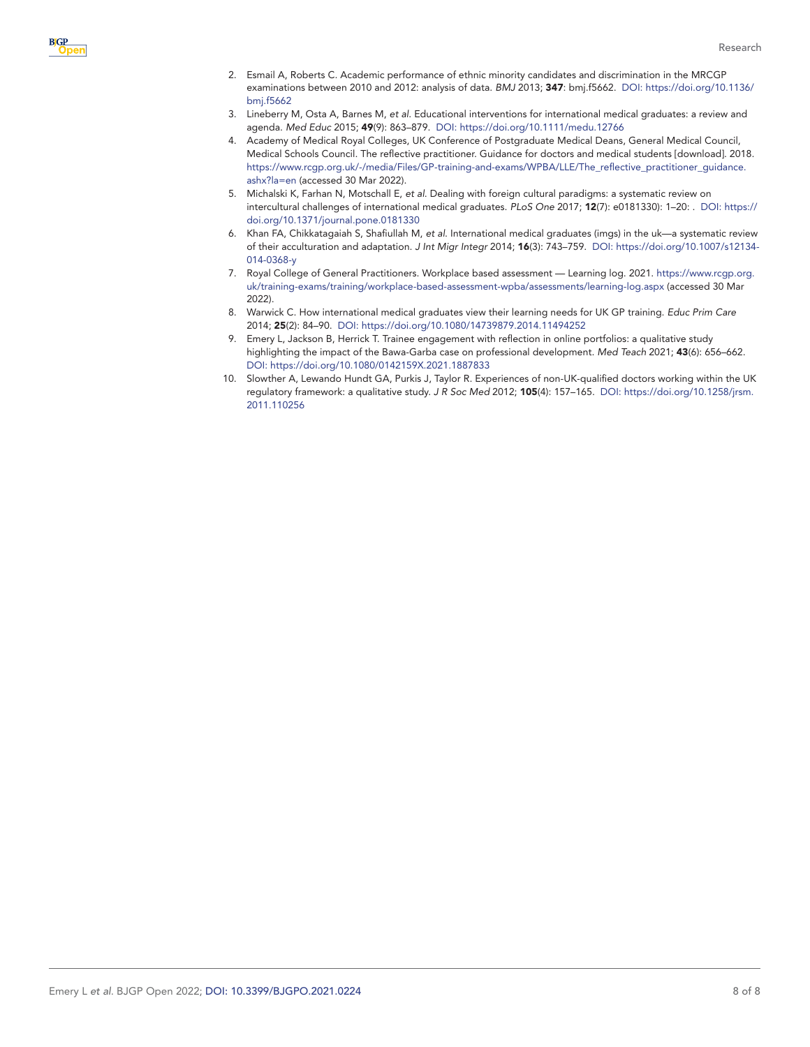2. Esmail A, Roberts C. Academic performance of ethnic minority candidates and discrimination in the MRCGP examinations between 2010 and 2012: analysis of data. *BMJ* 2013; **347**: bmj.f5662. DOI: https://doi.org/10.1136/bmj.f5662
3. Lineberry M, Osta A, Barnes M, *et al*. Educational interventions for international medical graduates: a review and agenda. *Med Educ* 2015; **49**(9): 863–879. DOI: https://doi.org/10.1111/medu.12766
4. Academy of Medical Royal Colleges, UK Conference of Postgraduate Medical Deans, General Medical Council, Medical Schools Council. The reflective practitioner. Guidance for doctors and medical students [download]. 2018. https://www.rcgp.org.uk/-/media/Files/GP-training-and-exams/WPBA/LLE/The_reflective_practitioner_guidance.ashx?la=en (accessed 30 Mar 2022).
5. Michalski K, Farhan N, Motschall E, *et al*. Dealing with foreign cultural paradigms: a systematic review on intercultural challenges of international medical graduates. *PLoS One* 2017; **12**(7): e0181330): 1–20: . DOI: https://doi.org/10.1371/journal.pone.0181330
6. Khan FA, Chikkatagaiah S, Shafiullah M, *et al*. International medical graduates (imgs) in the uk—a systematic review of their acculturation and adaptation. *J Int Migr Integr* 2014; **16**(3): 743–759. DOI: https://doi.org/10.1007/s12134-014-0368-y
7. Royal College of General Practitioners. Workplace based assessment — Learning log. 2021. https://www.rcgp.org.uk/training-exams/training/workplace-based-assessment-wpba/assessments/learning-log.aspx (accessed 30 Mar 2022).
8. Warwick C. How international medical graduates view their learning needs for UK GP training. *Educ Prim Care* 2014; **25**(2): 84–90. DOI: https://doi.org/10.1080/14739879.2014.11494252
9. Emery L, Jackson B, Herrick T. Trainee engagement with reflection in online portfolios: a qualitative study highlighting the impact of the Bawa-Garba case on professional development. *Med Teach* 2021; **43**(6): 656–662. DOI: https://doi.org/10.1080/0142159X.2021.1887833
10. Slowther A, Lewando Hundt GA, Purkis J, Taylor R. Experiences of non-UK-qualified doctors working within the UK regulatory framework: a qualitative study. *J R Soc Med* 2012; **105**(4): 157–165. DOI: https://doi.org/10.1258/jrsm.2011.110256